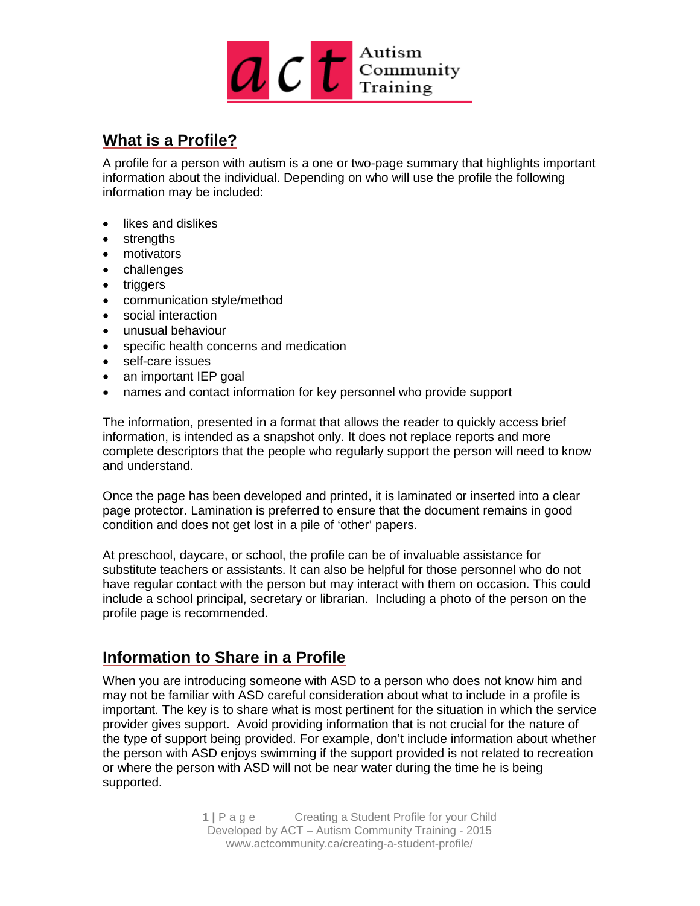## What is a Profile?

A profile for a person with autism is a one or two-page summary that highlights important information about the individual. Depending on who will use the profile the following information may be included:

- likes and dislikes
- strengths
- motivators
- challenges
- triggers
- communication style/method
- social interaction
- unusual behaviour
- specific health concerns and medication
- self-care issues
- an important IEP goal
- names and contact information for key personnel who provide support

The information, presented in a format that allows the reader to quickly access brief information, is intended as a snapshot only. It does not replace reports and more complete descriptors that the people who regularly support the person will need to know and understand.

Once the page has been developed and printed, it is laminated or inserted into a clear page protector. Lamination is preferred to ensure that the document remains in good condition and does not get lost in a pile of 'other' papers.

At preschool, daycare, or school, the profile can be of invaluable assistance for substitute teachers or assistants. It can also be helpful for those personnel who do not have regular contact with the person but may interact with them on occasion. This could include a school principal, secretary or librarian. Including a photo of the person on the profile page is recommended.

## Information to Share in a Profile

When you are introducing someone with ASD to a person who does not know him and may not be familiar with ASD careful consideration about what to include in a profile is important. The key is to share what is most pertinent for the situation in which the service provider gives support. Avoid providing information that is not crucial for the nature of the type of support being provided. For example, don't include information about whether the person with ASD enjoys swimming if the support provided is not related to recreation or where the person with ASD will not be near water during the time he is being supported.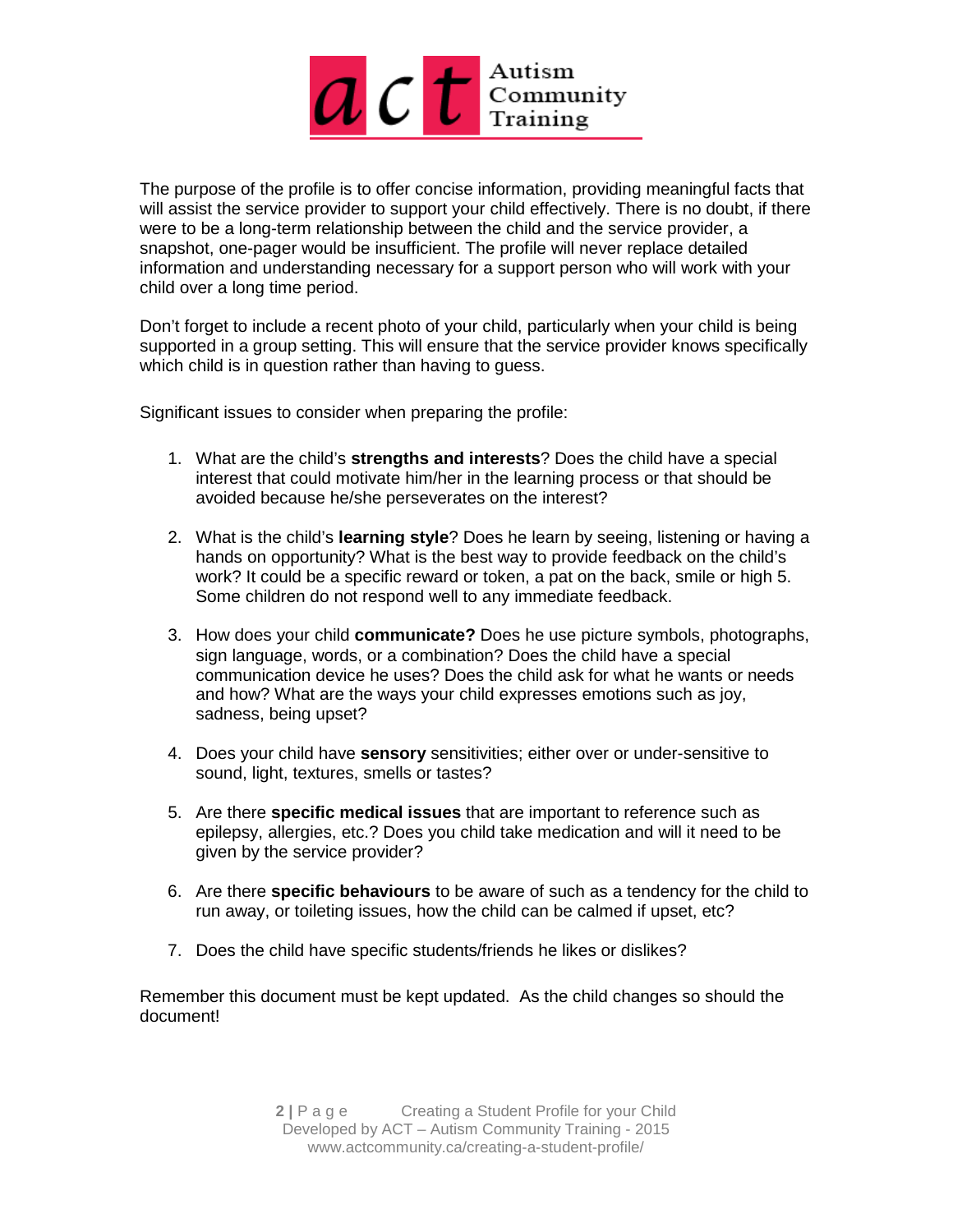The purpose of the profile is to offer concise information, providing meaningful facts that will assist the service provider to support your child effectively. There is no doubt, if there were to be a long-term relationship between the child and the service provider, a snapshot, one-pager would be insufficient. The profile will never replace detailed information and understanding necessary for a support person who will work with your child over a long time period.

Don't forget to include a recent photo of your child, particularly when your child is being supported in a group setting. This will ensure that the service provider knows specifically which child is in question rather than having to guess.

Significant issues to consider when preparing the profile:

1. What are the child's **strengths and interests**? Does the child have a special interest that could motivate him/her in the learning process or that should be avoided because he/she perseverates on the interest?

2. What is the child's **learning style**? Does he learn by seeing, listening or having a hands on opportunity? What is the best way to provide feedback on the child's work? It could be a specific reward or token, a pat on the back, smile or high 5. Some children do not respond well to any immediate feedback.

3. How does your child **communicate?** Does he use picture symbols, photographs, sign language, words, or a combination? Does the child have a special communication device he uses? Does the child ask for what he wants or needs and how? What are the ways your child expresses emotions such as joy, sadness, being upset?

4. Does your child have **sensory** sensitivities; either over or under-sensitive to sound, light, textures, smells or tastes?

5. Are there **specific medical issues** that are important to reference such as epilepsy, allergies, etc.? Does you child take medication and will it need to be given by the service provider?

6. Are there **specific behaviours** to be aware of such as a tendency for the child to run away, or toileting issues, how the child can be calmed if upset, etc?

7. Does the child have specific students/friends he likes or dislikes?

Remember this document must be kept updated. As the child changes so should the document!